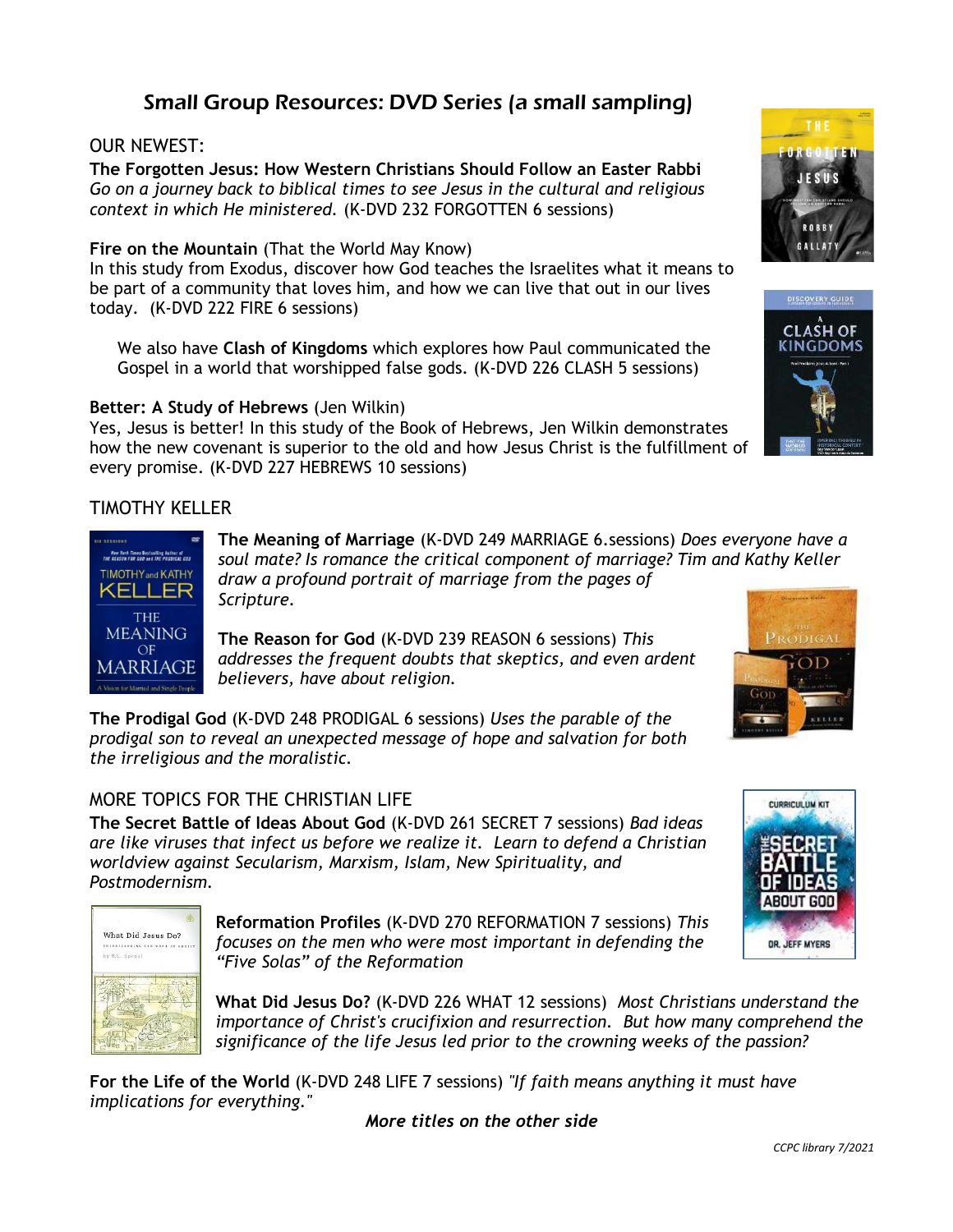# *Small Group Resources: DVD Series (a small sampling)*

OUR NEWEST:

**The Forgotten Jesus: How Western Christians Should Follow an Easter Rabbi**
*Go on a journey back to biblical times to see Jesus in the cultural and religious context in which He ministered.* (K-DVD 232 FORGOTTEN 6 sessions)

**Fire on the Mountain** (That the World May Know)
In this study from Exodus, discover how God teaches the Israelites what it means to be part of a community that loves him, and how we can live that out in our lives today. (K-DVD 222 FIRE 6 sessions)

We also have **Clash of Kingdoms** which explores how Paul communicated the Gospel in a world that worshipped false gods. (K-DVD 226 CLASH 5 sessions)

**Better: A Study of Hebrews** (Jen Wilkin)
Yes, Jesus is better! In this study of the Book of Hebrews, Jen Wilkin demonstrates how the new covenant is superior to the old and how Jesus Christ is the fulfillment of every promise. (K-DVD 227 HEBREWS 10 sessions)

TIMOTHY KELLER

**The Meaning of Marriage** (K-DVD 249 MARRIAGE 6.sessions) *Does everyone have a soul mate? Is romance the critical component of marriage? Tim and Kathy Keller draw a profound portrait of marriage from the pages of Scripture.*

**The Reason for God** (K-DVD 239 REASON 6 sessions) *This addresses the frequent doubts that skeptics, and even ardent believers, have about religion.*

**The Prodigal God** (K-DVD 248 PRODIGAL 6 sessions) *Uses the parable of the prodigal son to reveal an unexpected message of hope and salvation for both the irreligious and the moralistic.*

MORE TOPICS FOR THE CHRISTIAN LIFE

**The Secret Battle of Ideas About God** (K-DVD 261 SECRET 7 sessions) *Bad ideas are like viruses that infect us before we realize it. Learn to defend a Christian worldview against Secularism, Marxism, Islam, New Spirituality, and Postmodernism.*

**Reformation Profiles** (K-DVD 270 REFORMATION 7 sessions) *This focuses on the men who were most important in defending the "Five Solas" of the Reformation*

**What Did Jesus Do?** (K-DVD 226 WHAT 12 sessions) *Most Christians understand the importance of Christ's crucifixion and resurrection. But how many comprehend the significance of the life Jesus led prior to the crowning weeks of the passion?*

**For the Life of the World** (K-DVD 248 LIFE 7 sessions) *"If faith means anything it must have implications for everything."*

***More titles on the other side***

*CCPC library 7/2021*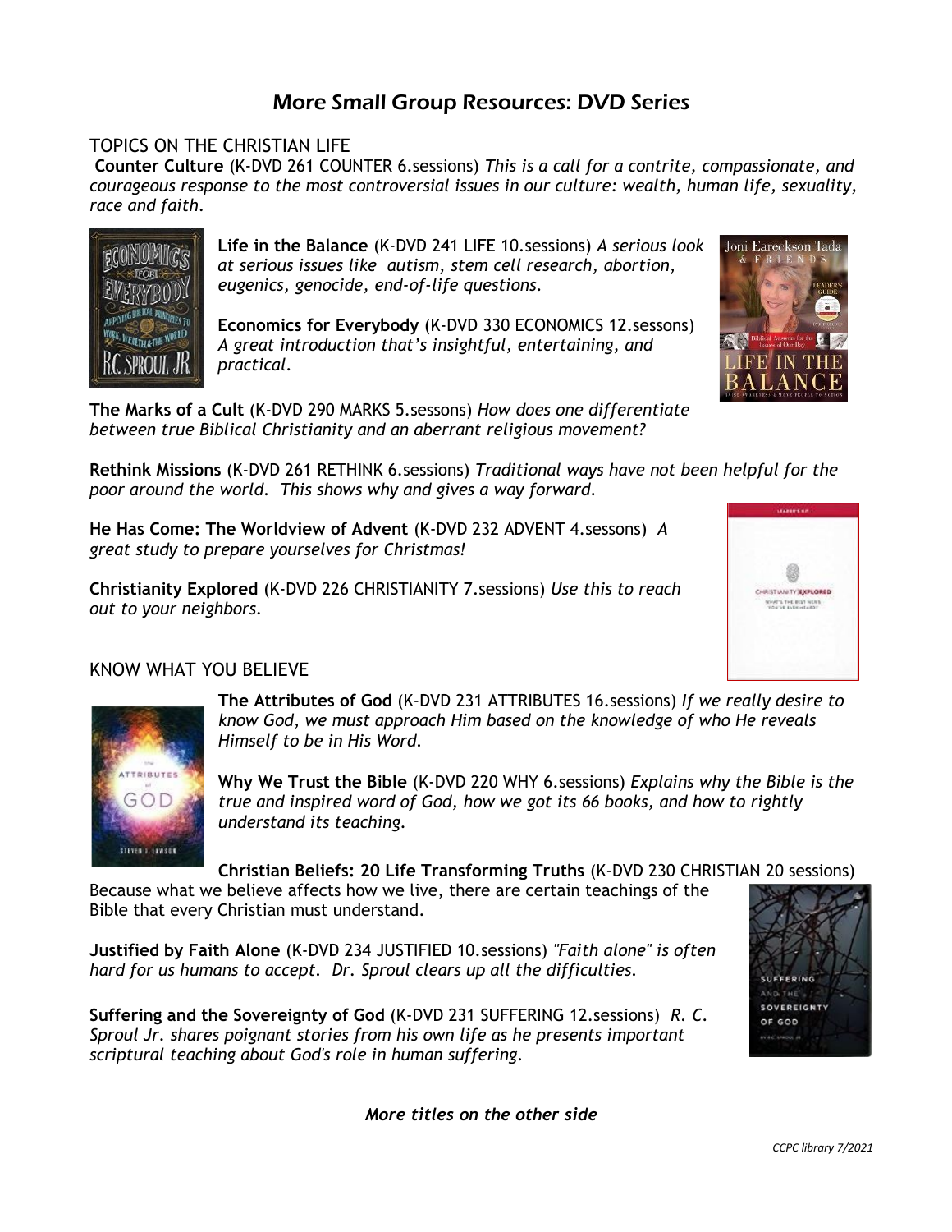# More Small Group Resources: DVD Series

## TOPICS ON THE CHRISTIAN LIFE

**Counter Culture** (K-DVD 261 COUNTER 6.sessions) *This is a call for a contrite, compassionate, and courageous response to the most controversial issues in our culture: wealth, human life, sexuality, race and faith.*

**Life in the Balance** (K-DVD 241 LIFE 10.sessions) *A serious look at serious issues like autism, stem cell research, abortion, eugenics, genocide, end-of-life questions.*

**Economics for Everybody** (K-DVD 330 ECONOMICS 12.sessons) *A great introduction that's insightful, entertaining, and practical.*

**The Marks of a Cult** (K-DVD 290 MARKS 5.sessons) *How does one differentiate between true Biblical Christianity and an aberrant religious movement?*

**Rethink Missions** (K-DVD 261 RETHINK 6.sessions) *Traditional ways have not been helpful for the poor around the world. This shows why and gives a way forward.*

**He Has Come: The Worldview of Advent** (K-DVD 232 ADVENT 4.sessons) *A great study to prepare yourselves for Christmas!*

**Christianity Explored** (K-DVD 226 CHRISTIANITY 7.sessions) *Use this to reach out to your neighbors.*

## KNOW WHAT YOU BELIEVE

**The Attributes of God** (K-DVD 231 ATTRIBUTES 16.sessions) *If we really desire to know God, we must approach Him based on the knowledge of who He reveals Himself to be in His Word.*

**Why We Trust the Bible** (K-DVD 220 WHY 6.sessions) *Explains why the Bible is the true and inspired word of God, how we got its 66 books, and how to rightly understand its teaching.*

**Christian Beliefs: 20 Life Transforming Truths** (K-DVD 230 CHRISTIAN 20 sessions) Because what we believe affects how we live, there are certain teachings of the Bible that every Christian must understand.

**Justified by Faith Alone** (K-DVD 234 JUSTIFIED 10.sessions) *"Faith alone" is often hard for us humans to accept. Dr. Sproul clears up all the difficulties.*

**Suffering and the Sovereignty of God** (K-DVD 231 SUFFERING 12.sessions) *R. C. Sproul Jr. shares poignant stories from his own life as he presents important scriptural teaching about God's role in human suffering.*

***More titles on the other side***

*CCPC library 7/2021*